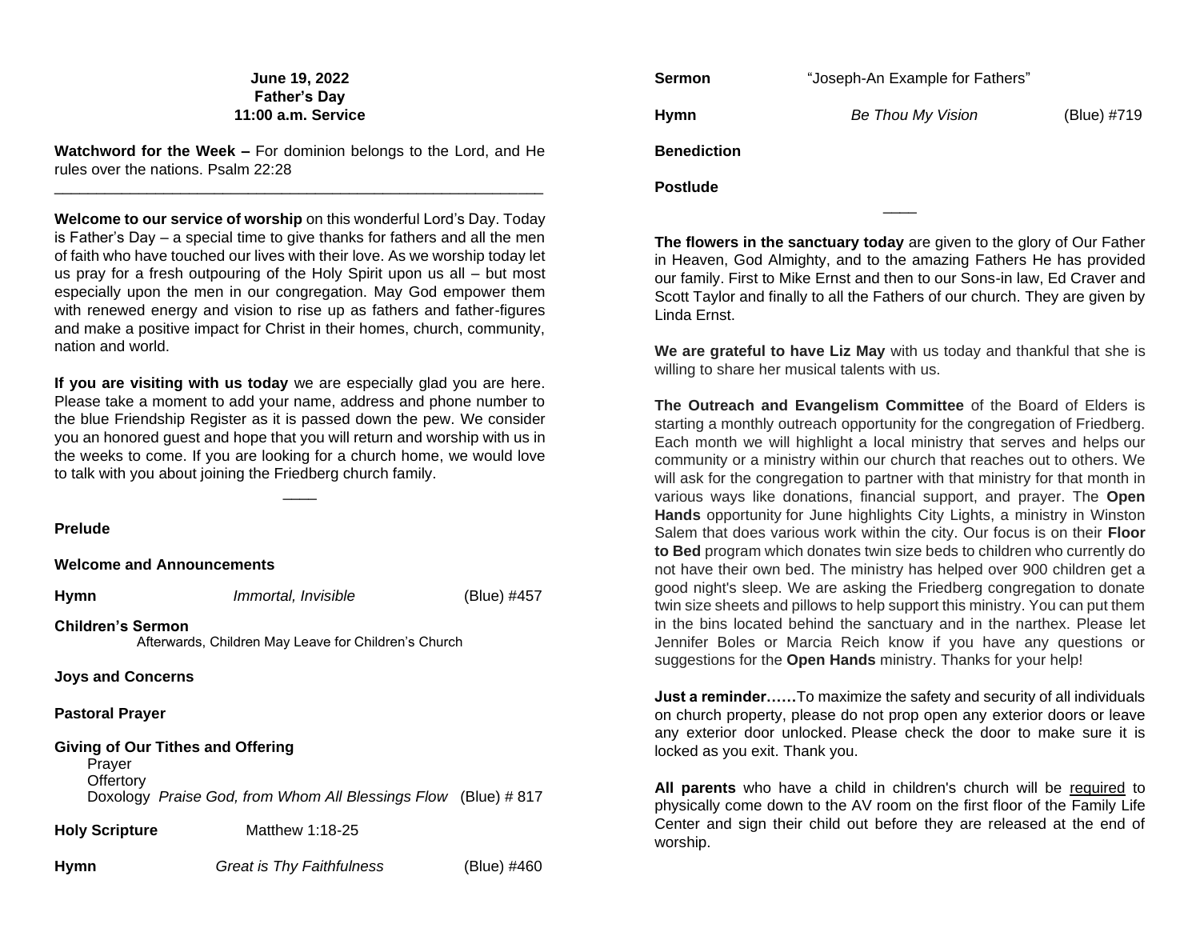**June 19, 2022**
**Father's Day**
**11:00 a.m. Service**

**Watchword for the Week –** For dominion belongs to the Lord, and He rules over the nations. Psalm 22:28

---

**Welcome to our service of worship** on this wonderful Lord's Day. Today is Father's Day – a special time to give thanks for fathers and all the men of faith who have touched our lives with their love. As we worship today let us pray for a fresh outpouring of the Holy Spirit upon us all – but most especially upon the men in our congregation. May God empower them with renewed energy and vision to rise up as fathers and father-figures and make a positive impact for Christ in their homes, church, community, nation and world.

**If you are visiting with us today** we are especially glad you are here. Please take a moment to add your name, address and phone number to the blue Friendship Register as it is passed down the pew. We consider you an honored guest and hope that you will return and worship with us in the weeks to come. If you are looking for a church home, we would love to talk with you about joining the Friedberg church family.

____

**Prelude**

**Welcome and Announcements**

**Hymn** *Immortal, Invisible* (Blue) #457

**Children's Sermon**
Afterwards, Children May Leave for Children's Church

**Joys and Concerns**

**Pastoral Prayer**

**Giving of Our Tithes and Offering**
Prayer
Offertory
Doxology *Praise God, from Whom All Blessings Flow* (Blue) # 817

**Holy Scripture** Matthew 1:18-25

**Hymn** *Great is Thy Faithfulness* (Blue) #460

**Sermon** "Joseph-An Example for Fathers"

**Hymn** *Be Thou My Vision* (Blue) #719

**Benediction**

**Postlude**

____

**The flowers in the sanctuary today** are given to the glory of Our Father in Heaven, God Almighty, and to the amazing Fathers He has provided our family. First to Mike Ernst and then to our Sons-in law, Ed Craver and Scott Taylor and finally to all the Fathers of our church. They are given by Linda Ernst.

**We are grateful to have Liz May** with us today and thankful that she is willing to share her musical talents with us.

**The Outreach and Evangelism Committee** of the Board of Elders is starting a monthly outreach opportunity for the congregation of Friedberg. Each month we will highlight a local ministry that serves and helps our community or a ministry within our church that reaches out to others. We will ask for the congregation to partner with that ministry for that month in various ways like donations, financial support, and prayer. The **Open Hands** opportunity for June highlights City Lights, a ministry in Winston Salem that does various work within the city. Our focus is on their **Floor to Bed** program which donates twin size beds to children who currently do not have their own bed. The ministry has helped over 900 children get a good night's sleep. We are asking the Friedberg congregation to donate twin size sheets and pillows to help support this ministry. You can put them in the bins located behind the sanctuary and in the narthex. Please let Jennifer Boles or Marcia Reich know if you have any questions or suggestions for the **Open Hands** ministry. Thanks for your help!

**Just a reminder……**To maximize the safety and security of all individuals on church property, please do not prop open any exterior doors or leave any exterior door unlocked. Please check the door to make sure it is locked as you exit. Thank you.

**All parents** who have a child in children's church will be required to physically come down to the AV room on the first floor of the Family Life Center and sign their child out before they are released at the end of worship.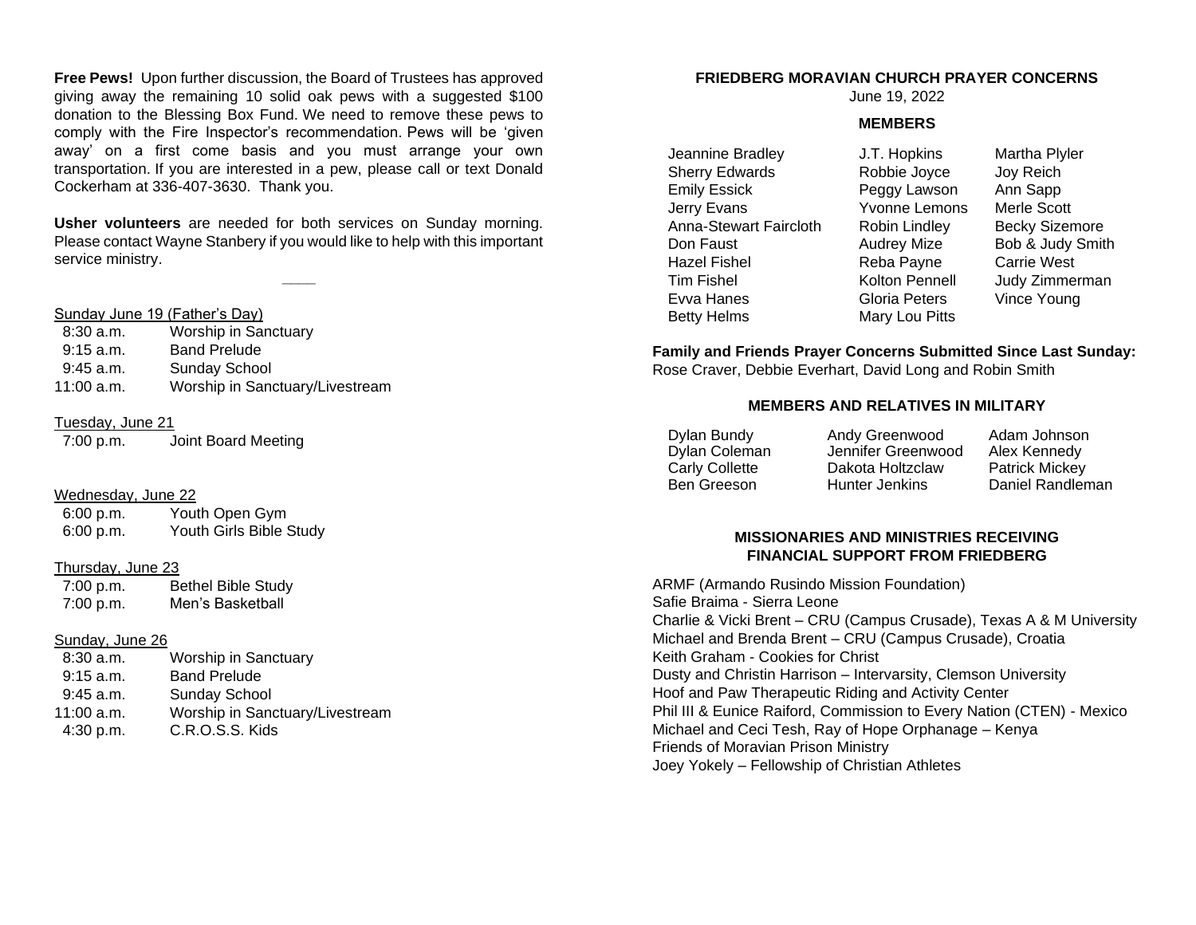**Free Pews!** Upon further discussion, the Board of Trustees has approved giving away the remaining 10 solid oak pews with a suggested $100 donation to the Blessing Box Fund. We need to remove these pews to comply with the Fire Inspector's recommendation. Pews will be 'given away' on a first come basis and you must arrange your own transportation. If you are interested in a pew, please call or text Donald Cockerham at 336-407-3630. Thank you.

**Usher volunteers** are needed for both services on Sunday morning. Please contact Wayne Stanbery if you would like to help with this important service ministry.

---

Sunday June 19 (Father's Day)

| | |
|---|---|
| 8:30 a.m. | Worship in Sanctuary |
| 9:15 a.m. | Band Prelude |
| 9:45 a.m. | Sunday School |
| 11:00 a.m. | Worship in Sanctuary/Livestream |

Tuesday, June 21

| | |
|---|---|
| 7:00 p.m. | Joint Board Meeting |

Wednesday, June 22

| | |
|---|---|
| 6:00 p.m. | Youth Open Gym |
| 6:00 p.m. | Youth Girls Bible Study |

Thursday, June 23

| | |
|---|---|
| 7:00 p.m. | Bethel Bible Study |
| 7:00 p.m. | Men's Basketball |

Sunday, June 26

| | |
|---|---|
| 8:30 a.m. | Worship in Sanctuary |
| 9:15 a.m. | Band Prelude |
| 9:45 a.m. | Sunday School |
| 11:00 a.m. | Worship in Sanctuary/Livestream |
| 4:30 p.m. | C.R.O.S.S. Kids |

## FRIEDBERG MORAVIAN CHURCH PRAYER CONCERNS

June 19, 2022

### MEMBERS

| | | |
|---|---|---|
| Jeannine Bradley | J.T. Hopkins | Martha Plyler |
| Sherry Edwards | Robbie Joyce | Joy Reich |
| Emily Essick | Peggy Lawson | Ann Sapp |
| Jerry Evans | Yvonne Lemons | Merle Scott |
| Anna-Stewart Faircloth | Robin Lindley | Becky Sizemore |
| Don Faust | Audrey Mize | Bob & Judy Smith |
| Hazel Fishel | Reba Payne | Carrie West |
| Tim Fishel | Kolton Pennell | Judy Zimmerman |
| Evva Hanes | Gloria Peters | Vince Young |
| Betty Helms | Mary Lou Pitts | |

**Family and Friends Prayer Concerns Submitted Since Last Sunday:**
Rose Craver, Debbie Everhart, David Long and Robin Smith

### MEMBERS AND RELATIVES IN MILITARY

| | | |
|---|---|---|
| Dylan Bundy | Andy Greenwood | Adam Johnson |
| Dylan Coleman | Jennifer Greenwood | Alex Kennedy |
| Carly Collette | Dakota Holtzclaw | Patrick Mickey |
| Ben Greeson | Hunter Jenkins | Daniel Randleman |

### MISSIONARIES AND MINISTRIES RECEIVING FINANCIAL SUPPORT FROM FRIEDBERG

ARMF (Armando Rusindo Mission Foundation)
Safie Braima - Sierra Leone
Charlie & Vicki Brent – CRU (Campus Crusade), Texas A & M University
Michael and Brenda Brent – CRU (Campus Crusade), Croatia
Keith Graham - Cookies for Christ
Dusty and Christin Harrison – Intervarsity, Clemson University
Hoof and Paw Therapeutic Riding and Activity Center
Phil III & Eunice Raiford, Commission to Every Nation (CTEN) - Mexico
Michael and Ceci Tesh, Ray of Hope Orphanage – Kenya
Friends of Moravian Prison Ministry
Joey Yokely – Fellowship of Christian Athletes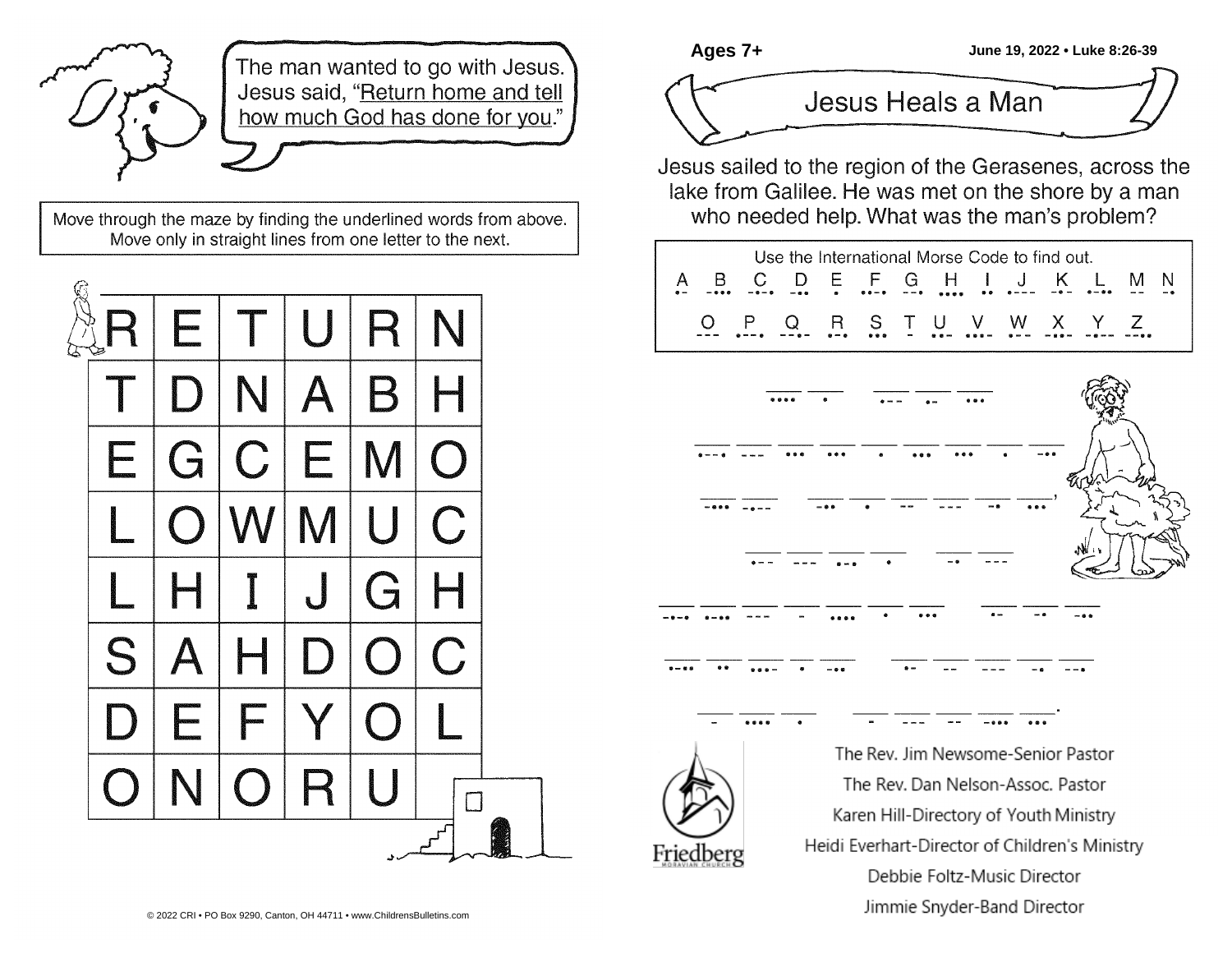The man wanted to go with Jesus. Jesus said, "Return home and tell how much God has done for you."

Move through the maze by finding the underlined words from above. Move only in straight lines from one letter to the next.

| | | | | | |
|---|---|---|---|---|---|
| R | E | T | U | R | N |
| T | D | N | A | B | H |
| E | G | C | E | M | O |
| L | O | W | M | U | C |
| L | H | I | J | G | H |
| S | A | H | D | O | C |
| D | E | F | Y | O | L |
| O | N | O | R | U | |

© 2022 CRI • PO Box 9290, Canton, OH 44711 • www.ChildrensBulletins.com

**Ages 7+** June 19, 2022 • Luke 8:26-39

# Jesus Heals a Man

Jesus sailed to the region of the Gerasenes, across the lake from Galilee. He was met on the shore by a man who needed help. What was the man's problem?

Use the International Morse Code to find out.

| A | B | C | D | E | F | G | H | I | J | K | L | M | N |
|---|---|---|---|---|---|---|---|---|---|---|---|---|---|
| •– | –••• | –•–• | –•• | • | ••–• | ––• | •••• | •• | •––– | –•– | •–•• | –– | –• |

| O | P | Q | R | S | T | U | V | W | X | Y | Z |
|---|---|---|---|---|---|---|---|---|---|---|---|
| ––– | •––• | ––•– | •–• | ••• | – | ••– | •••– | •–– | –••– | –•–– | ––•• |

____ ____ &nbsp; ____ ____ ____
•••• • &nbsp; •–– •– •••

____ ____ ____ ____ ____ ____ ____ ____ ____
•––• ––– ••• ••• • ••• ••• • –••

____ ____ &nbsp; ____ ____ ____ ____ ____ ____,
–••• –•–– &nbsp; –•• • –– ––– –• •••

____ ____ ____ ____ &nbsp; ____ ____
•–– ––– •–• • &nbsp; –• –––

____ ____ ____ ____ ____ ____ ____ &nbsp; ____ ____ ____
–•–• •–•• ––– – •••• • ••• &nbsp; •– –• –••

____ ____ ____ ____ ____ &nbsp; ____ ____ ____ ____ ____
•–•• •• •••– • –•• &nbsp; •– –– ––– –• ––•

____ ____ ____ &nbsp; ____ ____ ____ ____ ____.
– •••• • &nbsp; – ––– –– –••• •••

The Rev. Jim Newsome-Senior Pastor
The Rev. Dan Nelson-Assoc. Pastor
Karen Hill-Directory of Youth Ministry
Heidi Everhart-Director of Children's Ministry
Debbie Foltz-Music Director
Jimmie Snyder-Band Director

Friedberg Moravian Church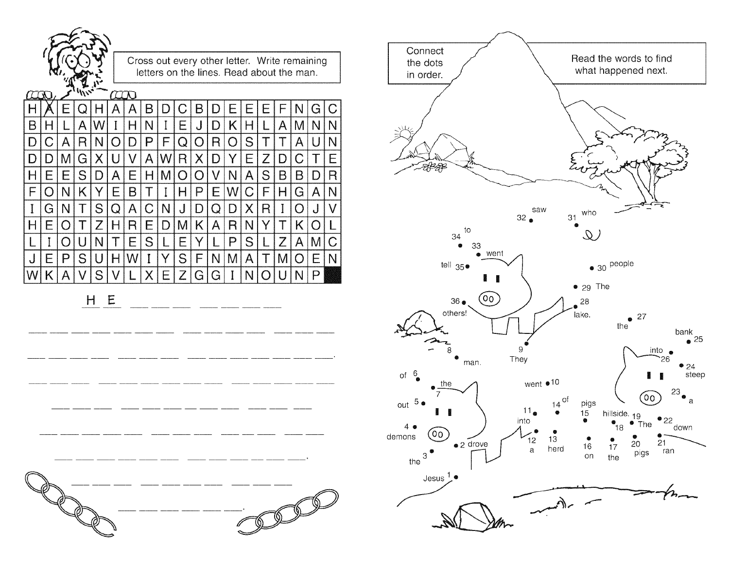Cross out every other letter. Write remaining letters on the lines. Read about the man.

| | | | | | | | | | | | | | | | | | |
|---|---|---|---|---|---|---|---|---|---|---|---|---|---|---|---|---|---|
| H | A | E | Q | H | A | A | B | D | C | B | D | E | E | E | F | N | G | C |
| B | H | L | A | W | I | H | N | I | E | J | D | K | H | L | A | M | N | N |
| D | C | A | R | N | O | D | P | F | Q | O | R | O | S | T | T | A | U | N |
| D | D | M | G | X | U | V | A | W | R | X | D | Y | E | Z | D | C | T | E |
| H | E | E | S | D | A | E | H | M | O | O | V | N | A | S | B | B | D | R |
| F | O | N | K | Y | E | B | T | I | H | P | E | W | C | F | H | G | A | N |
| I | G | N | T | S | Q | A | C | N | J | D | Q | D | X | R | I | O | J | V |
| H | E | O | T | Z | H | R | E | D | M | K | A | R | N | Y | T | K | O | L |
| L | I | O | U | N | T | E | S | L | E | Y | L | P | S | L | Z | A | M | C |
| J | E | P | S | U | H | W | I | Y | S | F | N | M | A | T | M | O | E | N |
| W | K | A | V | S | V | L | X | E | Z | G | G | I | N | O | U | N | P | |

H E \_\_ \_\_ \_\_ \_\_ \_\_ \_\_ \_\_

\_\_ \_\_ \_\_ \_\_ \_\_ \_\_ \_\_ \_\_ \_\_ \_\_ \_\_ \_\_ \_\_ \_\_ \_\_

\_\_ \_\_ \_\_ \_\_ \_\_ \_\_ \_\_ \_\_ \_\_ \_\_ \_\_ \_\_ \_\_ \_\_.

\_\_ \_\_ \_\_ \_\_ \_\_ \_\_ \_\_ \_\_ \_\_ \_\_ \_\_ \_\_ \_\_ \_\_

\_\_ \_\_ \_\_ \_\_ \_\_ \_\_ \_\_ \_\_ \_\_ \_\_ \_\_ \_\_ \_\_

\_\_ \_\_ \_\_ \_\_ \_\_ \_\_ \_\_ \_\_ \_\_ \_\_ \_\_ \_\_ \_\_ \_\_ \_\_

\_\_ \_\_ \_\_ \_\_ \_\_ \_\_ \_\_ \_\_ \_\_ \_\_ \_\_ \_\_ \_\_.

\_\_ \_\_ \_\_ \_\_ \_\_ \_\_ \_\_ \_\_ \_\_ \_\_

\_\_ \_\_ \_\_ \_\_ \_\_ \_\_.

Connect the dots in order.

Read the words to find what happened next.

1 Jesus
2 drove
3 the
4 demons
5 out
6 of
7 the
8 man.
9 They
10 went
11 into
12 a
13 herd
14 of
15 pigs
16 on
17 the
18 hillside.
19 The
20 pigs
21 ran
22 down
23 a
24 steep
25 bank
26 into
27 the
28 lake.
29 The
30 people
31 who
32 saw
33 went
34 to
35 tell
36 others!